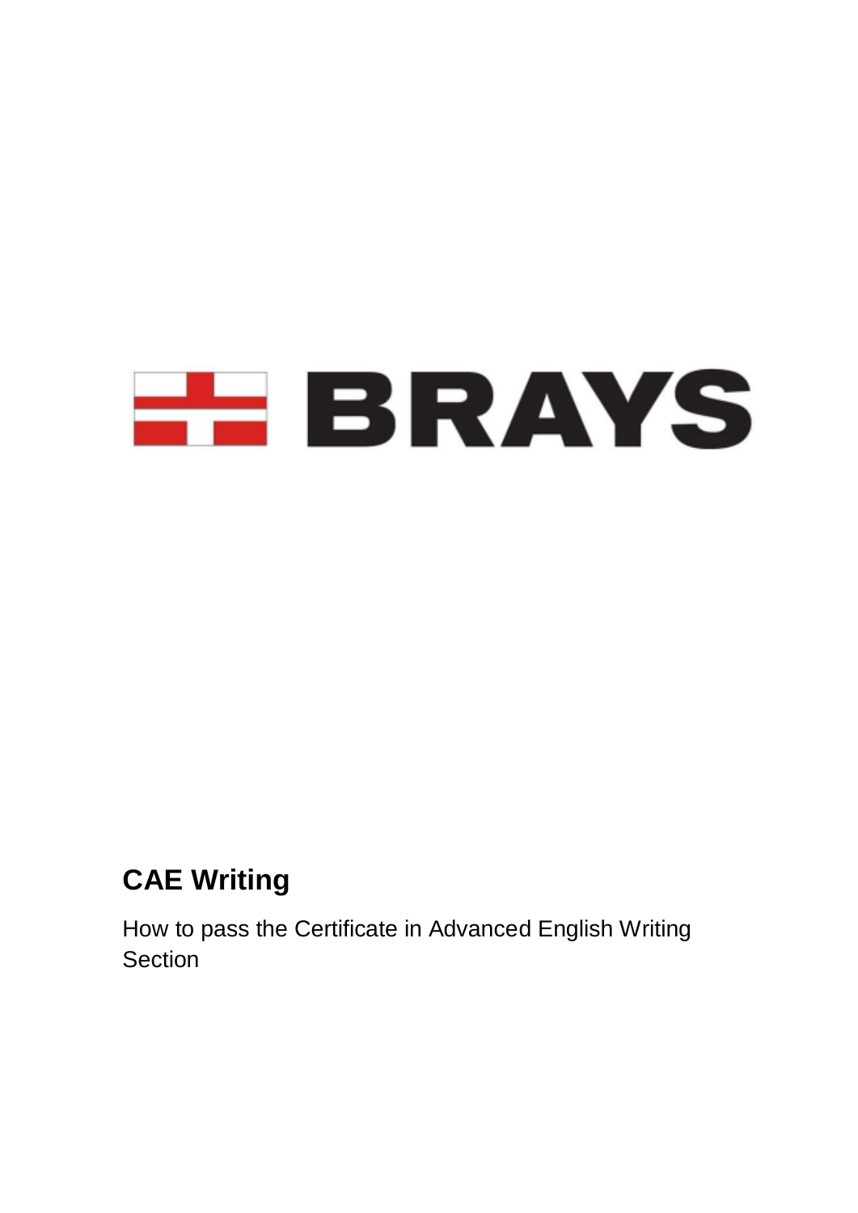BRAYS

# CAE Writing

How to pass the Certificate in Advanced English Writing Section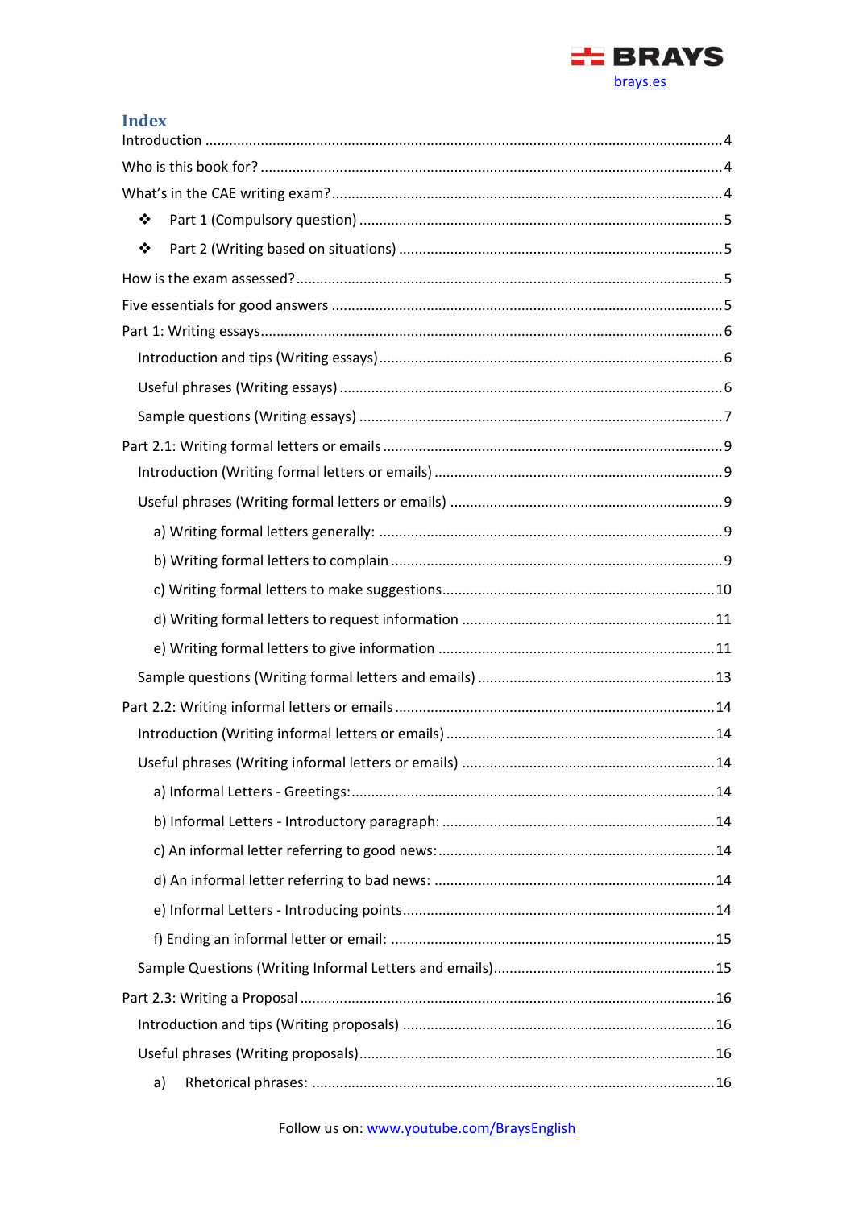## Index

Introduction ....................................................................................................................4

Who is this book for? ......................................................................................................4

What's in the CAE writing exam? ....................................................................................4

- ❖ Part 1 (Compulsory question) ....................................................................................5
- ❖ Part 2 (Writing based on situations) ..........................................................................5

How is the exam assessed? .............................................................................................5

Five essentials for good answers .....................................................................................5

Part 1: Writing essays.......................................................................................................6

- Introduction and tips (Writing essays) ..........................................................................6
- Useful phrases (Writing essays) ....................................................................................6
- Sample questions (Writing essays) ...............................................................................7

Part 2.1: Writing formal letters or emails ........................................................................9

- Introduction (Writing formal letters or emails) ............................................................9
- Useful phrases (Writing formal letters or emails) ........................................................9
  - a) Writing formal letters generally: ............................................................................9
  - b) Writing formal letters to complain ..........................................................................9
  - c) Writing formal letters to make suggestions...........................................................10
  - d) Writing formal letters to request information .......................................................11
  - e) Writing formal letters to give information ............................................................11
- Sample questions (Writing formal letters and emails) ................................................13

Part 2.2: Writing informal letters or emails ....................................................................14

- Introduction (Writing informal letters or emails) .......................................................14
- Useful phrases (Writing informal letters or emails) ....................................................14
  - a) Informal Letters - Greetings:.................................................................................14
  - b) Informal Letters - Introductory paragraph: ...........................................................14
  - c) An informal letter referring to good news:............................................................14
  - d) An informal letter referring to bad news: .............................................................14
  - e) Informal Letters - Introducing points.....................................................................14
  - f) Ending an informal letter or email: ........................................................................15
- Sample Questions (Writing Informal Letters and emails).............................................15

Part 2.3: Writing a Proposal ..........................................................................................16

- Introduction and tips (Writing proposals) ..................................................................16
- Useful phrases (Writing proposals).............................................................................16
  - a) Rhetorical phrases: ...............................................................................................16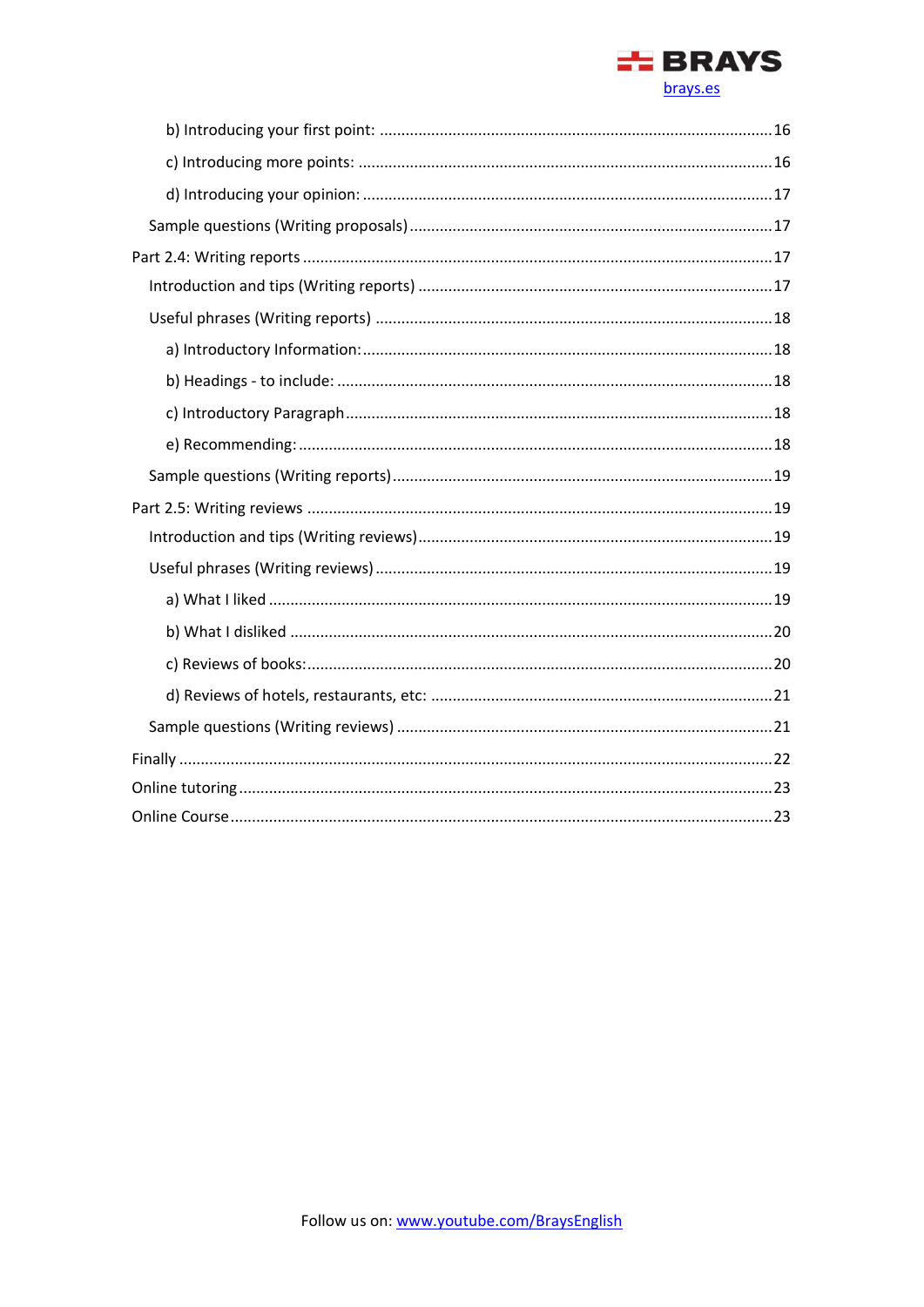b) Introducing your first point: ..................................................16

c) Introducing more points: ..................................................16

d) Introducing your opinion: ..................................................17

Sample questions (Writing proposals)..................................................17

Part 2.4: Writing reports ..................................................17

Introduction and tips (Writing reports) ..................................................17

Useful phrases (Writing reports) ..................................................18

a) Introductory Information:..................................................18

b) Headings - to include: ..................................................18

c) Introductory Paragraph..................................................18

e) Recommending:..................................................18

Sample questions (Writing reports)..................................................19

Part 2.5: Writing reviews ..................................................19

Introduction and tips (Writing reviews)..................................................19

Useful phrases (Writing reviews)..................................................19

a) What I liked ..................................................19

b) What I disliked ..................................................20

c) Reviews of books:..................................................20

d) Reviews of hotels, restaurants, etc: ..................................................21

Sample questions (Writing reviews) ..................................................21

Finally ..................................................22

Online tutoring..................................................23

Online Course..................................................23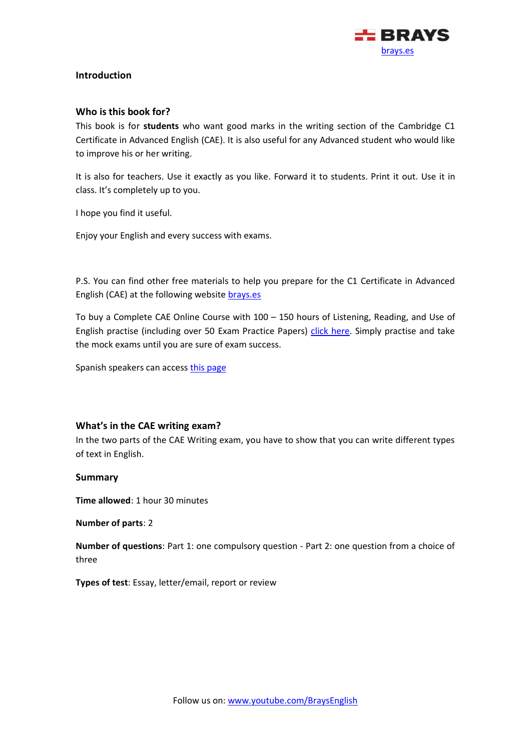## Introduction

### Who is this book for?

This book is for **students** who want good marks in the writing section of the Cambridge C1 Certificate in Advanced English (CAE). It is also useful for any Advanced student who would like to improve his or her writing.

It is also for teachers. Use it exactly as you like. Forward it to students. Print it out. Use it in class. It's completely up to you.

I hope you find it useful.

Enjoy your English and every success with exams.

P.S. You can find other free materials to help you prepare for the C1 Certificate in Advanced English (CAE) at the following website brays.es

To buy a Complete CAE Online Course with 100 – 150 hours of Listening, Reading, and Use of English practise (including over 50 Exam Practice Papers) click here. Simply practise and take the mock exams until you are sure of exam success.

Spanish speakers can access this page

### What's in the CAE writing exam?

In the two parts of the CAE Writing exam, you have to show that you can write different types of text in English.

### Summary

**Time allowed**: 1 hour 30 minutes

**Number of parts**: 2

**Number of questions**: Part 1: one compulsory question - Part 2: one question from a choice of three

**Types of test**: Essay, letter/email, report or review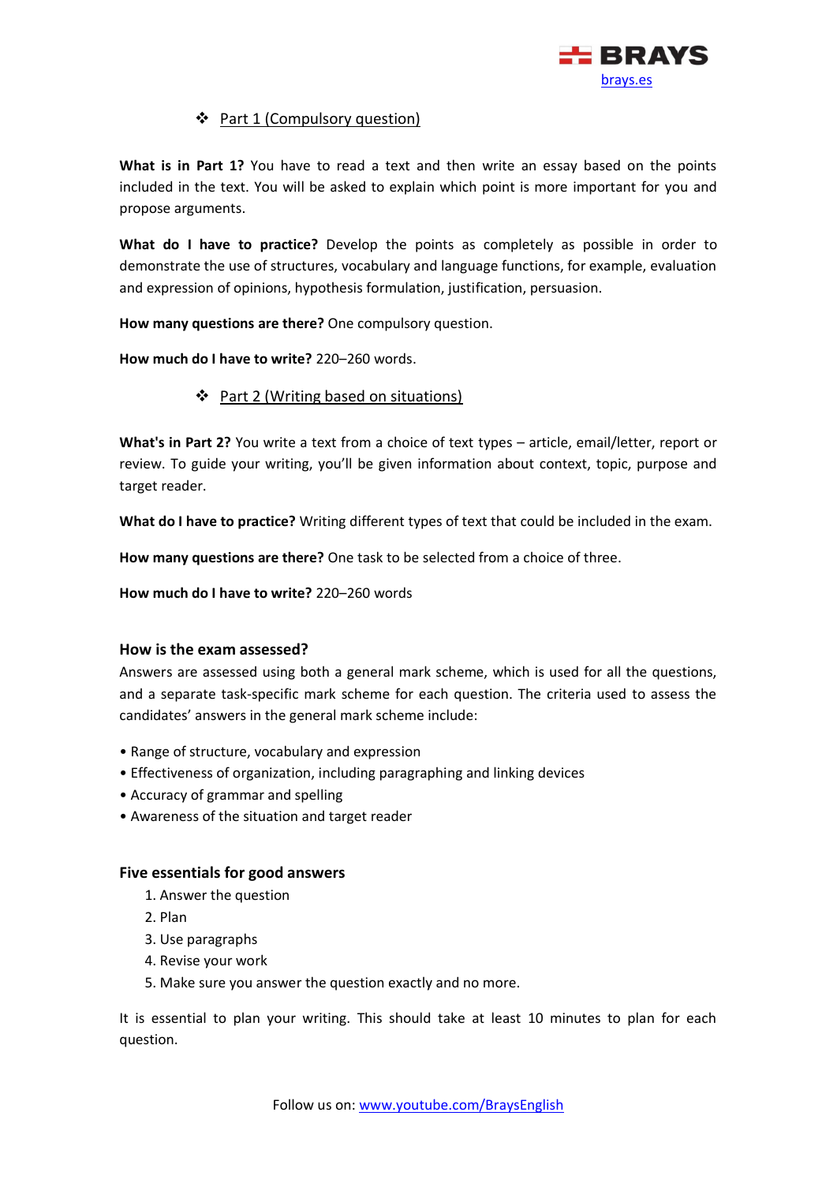❖ Part 1 (Compulsory question)

**What is in Part 1?** You have to read a text and then write an essay based on the points included in the text. You will be asked to explain which point is more important for you and propose arguments.

**What do I have to practice?** Develop the points as completely as possible in order to demonstrate the use of structures, vocabulary and language functions, for example, evaluation and expression of opinions, hypothesis formulation, justification, persuasion.

**How many questions are there?** One compulsory question.

**How much do I have to write?** 220–260 words.

❖ Part 2 (Writing based on situations)

**What's in Part 2?** You write a text from a choice of text types – article, email/letter, report or review. To guide your writing, you'll be given information about context, topic, purpose and target reader.

**What do I have to practice?** Writing different types of text that could be included in the exam.

**How many questions are there?** One task to be selected from a choice of three.

**How much do I have to write?** 220–260 words

### How is the exam assessed?

Answers are assessed using both a general mark scheme, which is used for all the questions, and a separate task-specific mark scheme for each question. The criteria used to assess the candidates' answers in the general mark scheme include:

- Range of structure, vocabulary and expression
- Effectiveness of organization, including paragraphing and linking devices
- Accuracy of grammar and spelling
- Awareness of the situation and target reader

### Five essentials for good answers

1. Answer the question
2. Plan
3. Use paragraphs
4. Revise your work
5. Make sure you answer the question exactly and no more.

It is essential to plan your writing. This should take at least 10 minutes to plan for each question.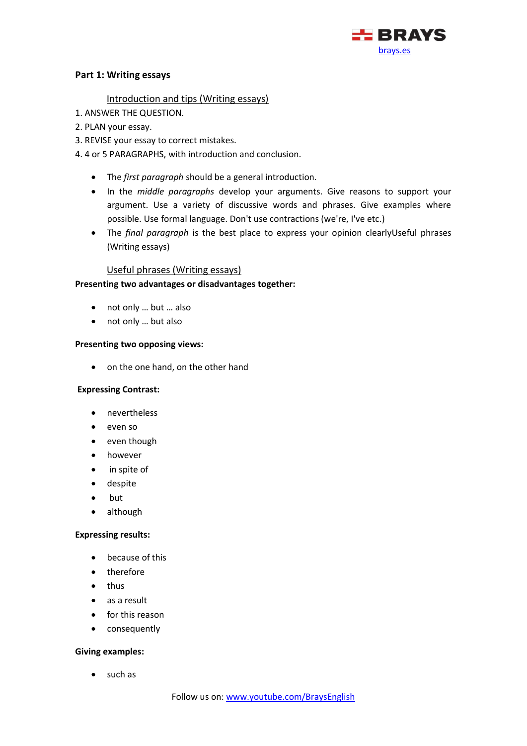**Part 1: Writing essays**

Introduction and tips (Writing essays)

1. ANSWER THE QUESTION.
2. PLAN your essay.
3. REVISE your essay to correct mistakes.
4. 4 or 5 PARAGRAPHS, with introduction and conclusion.

- The *first paragraph* should be a general introduction.
- In the *middle paragraphs* develop your arguments. Give reasons to support your argument. Use a variety of discussive words and phrases. Give examples where possible. Use formal language. Don't use contractions (we're, I've etc.)
- The *final paragraph* is the best place to express your opinion clearlyUseful phrases (Writing essays)

Useful phrases (Writing essays)

**Presenting two advantages or disadvantages together:**

- not only … but … also
- not only … but also

**Presenting two opposing views:**

- on the one hand, on the other hand

**Expressing Contrast:**

- nevertheless
- even so
- even though
- however
- in spite of
- despite
- but
- although

**Expressing results:**

- because of this
- therefore
- thus
- as a result
- for this reason
- consequently

**Giving examples:**

- such as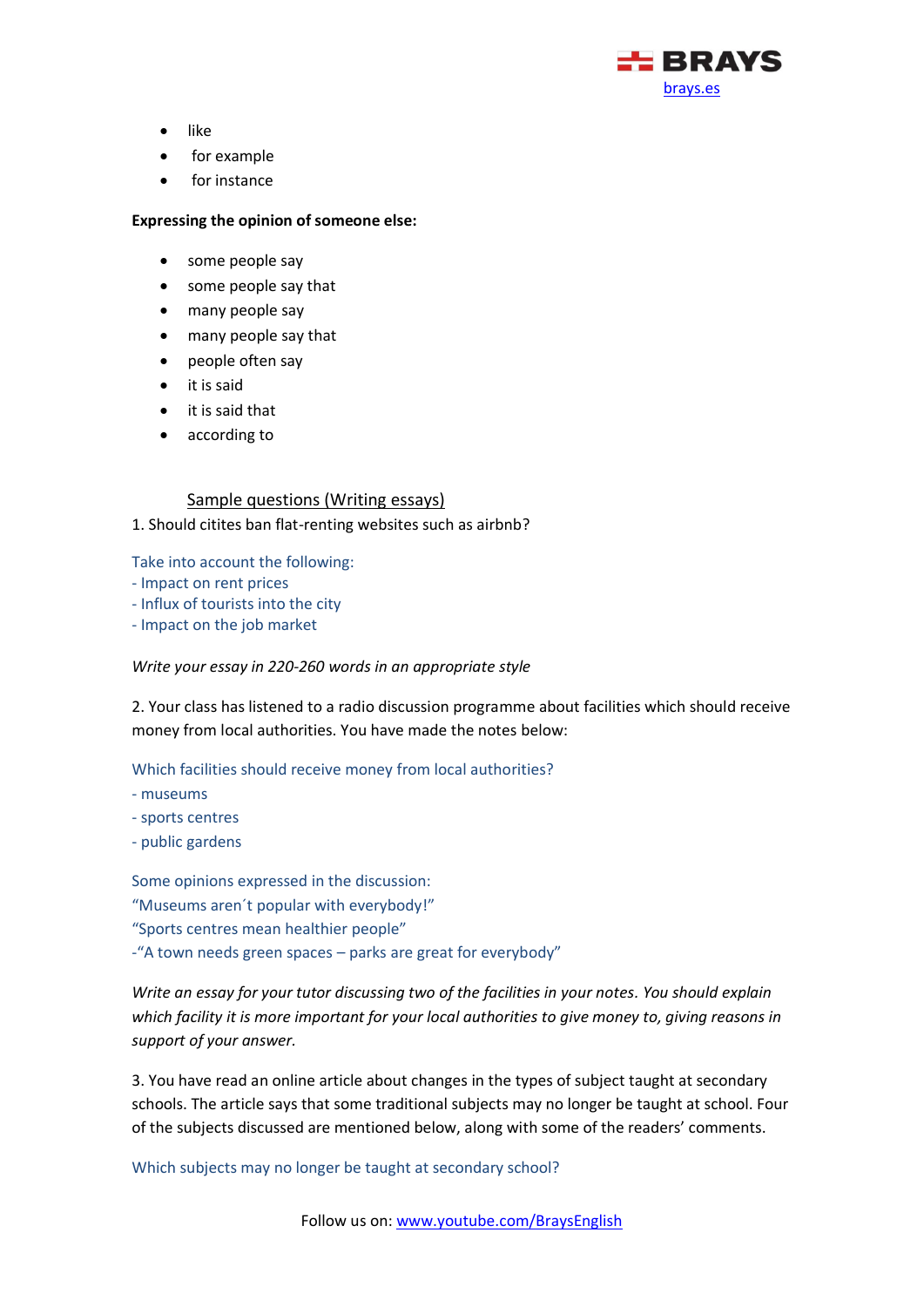- like
- for example
- for instance

**Expressing the opinion of someone else:**

- some people say
- some people say that
- many people say
- many people say that
- people often say
- it is said
- it is said that
- according to

## Sample questions (Writing essays)

1. Should citites ban flat-renting websites such as airbnb?

Take into account the following:
- Impact on rent prices
- Influx of tourists into the city
- Impact on the job market

*Write your essay in 220-260 words in an appropriate style*

2. Your class has listened to a radio discussion programme about facilities which should receive money from local authorities. You have made the notes below:

Which facilities should receive money from local authorities?
- museums
- sports centres
- public gardens

Some opinions expressed in the discussion:
"Museums aren´t popular with everybody!"
"Sports centres mean healthier people"
-"A town needs green spaces – parks are great for everybody"

*Write an essay for your tutor discussing two of the facilities in your notes. You should explain which facility it is more important for your local authorities to give money to, giving reasons in support of your answer.*

3. You have read an online article about changes in the types of subject taught at secondary schools. The article says that some traditional subjects may no longer be taught at school. Four of the subjects discussed are mentioned below, along with some of the readers' comments.

Which subjects may no longer be taught at secondary school?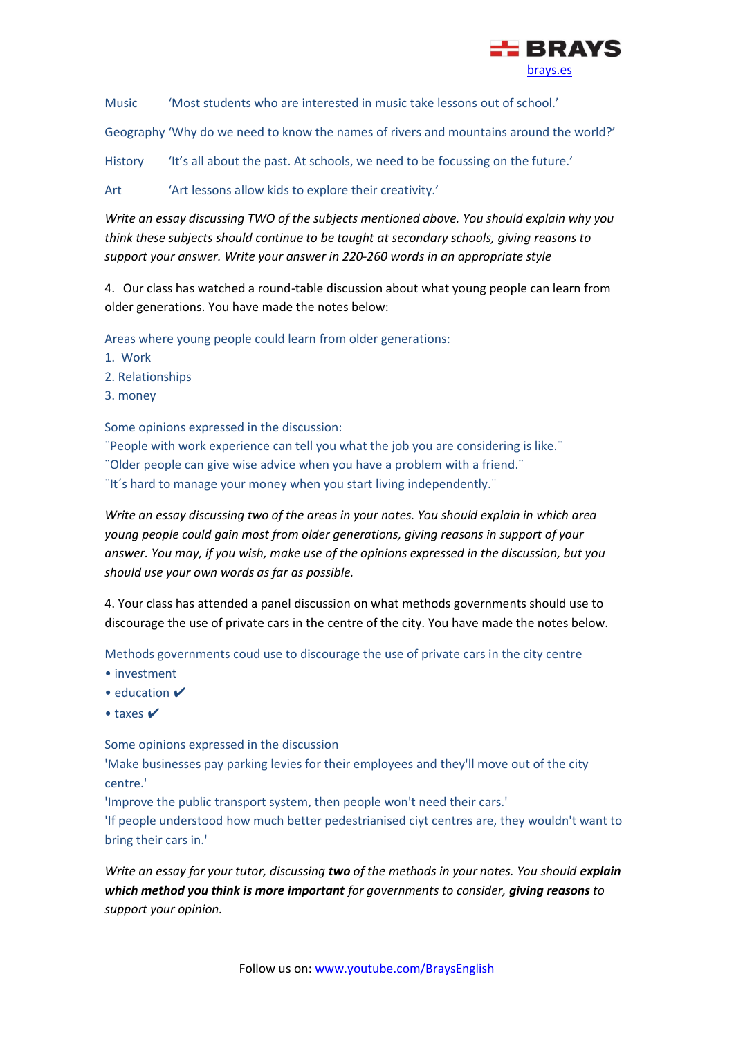Music 'Most students who are interested in music take lessons out of school.'

Geography 'Why do we need to know the names of rivers and mountains around the world?'

History 'It's all about the past. At schools, we need to be focussing on the future.'

Art 'Art lessons allow kids to explore their creativity.'

*Write an essay discussing TWO of the subjects mentioned above. You should explain why you think these subjects should continue to be taught at secondary schools, giving reasons to support your answer. Write your answer in 220-260 words in an appropriate style*

4. Our class has watched a round-table discussion about what young people can learn from older generations. You have made the notes below:

Areas where young people could learn from older generations:

1. Work
2. Relationships
3. money

Some opinions expressed in the discussion:

¨People with work experience can tell you what the job you are considering is like.¨

¨Older people can give wise advice when you have a problem with a friend.¨

¨It´s hard to manage your money when you start living independently.¨

*Write an essay discussing two of the areas in your notes. You should explain in which area young people could gain most from older generations, giving reasons in support of your answer. You may, if you wish, make use of the opinions expressed in the discussion, but you should use your own words as far as possible.*

4. Your class has attended a panel discussion on what methods governments should use to discourage the use of private cars in the centre of the city. You have made the notes below.

Methods governments coud use to discourage the use of private cars in the city centre

- investment
- education ✔
- taxes ✔

Some opinions expressed in the discussion

'Make businesses pay parking levies for their employees and they'll move out of the city centre.'

'Improve the public transport system, then people won't need their cars.'

'If people understood how much better pedestrianised ciyt centres are, they wouldn't want to bring their cars in.'

*Write an essay for your tutor, discussing **two** of the methods in your notes. You should **explain which method you think is more important** for governments to consider, **giving reasons** to support your opinion.*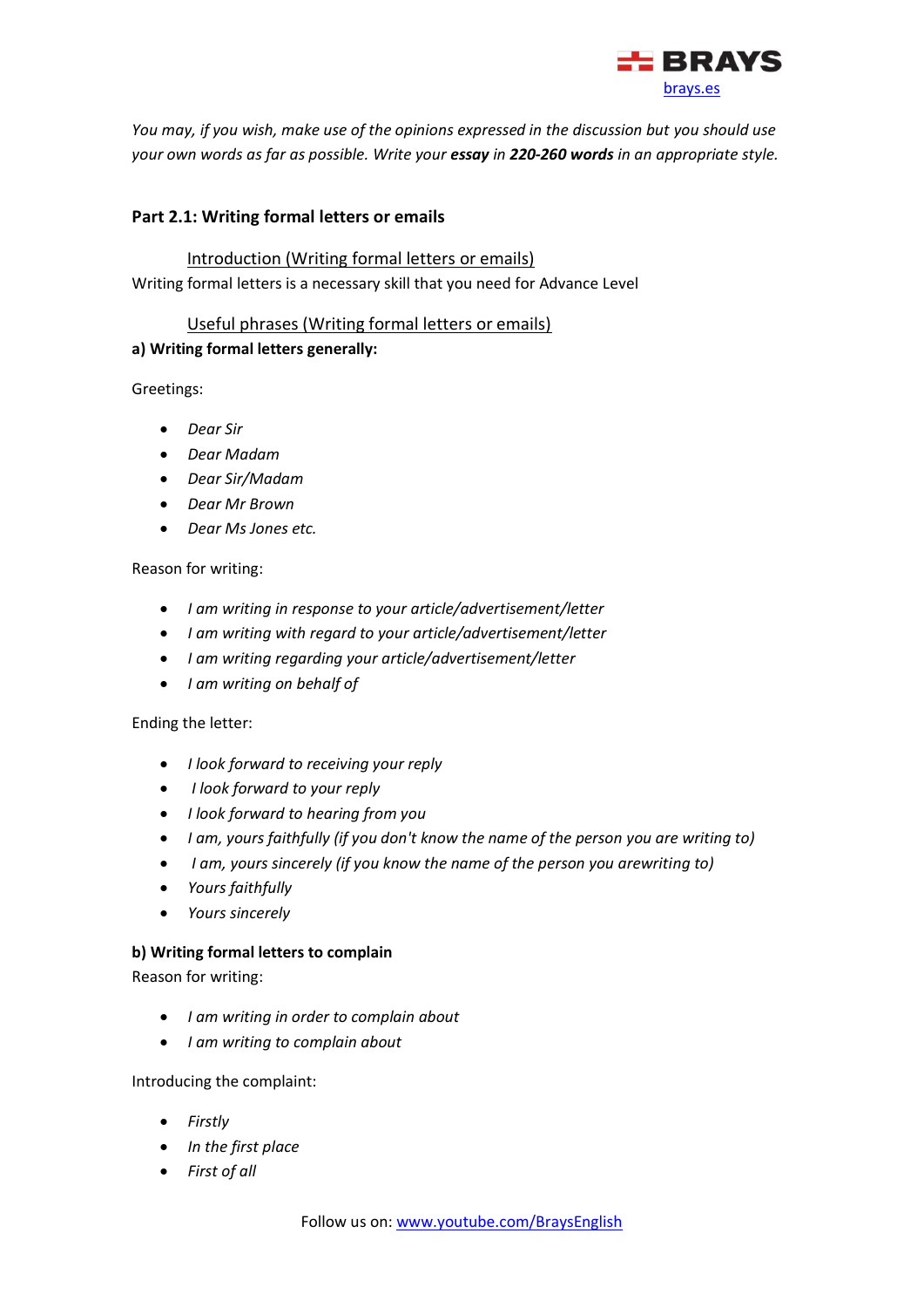*You may, if you wish, make use of the opinions expressed in the discussion but you should use your own words as far as possible. Write your **essay** in **220-260 words** in an appropriate style.*

## Part 2.1: Writing formal letters or emails

### Introduction (Writing formal letters or emails)

Writing formal letters is a necessary skill that you need for Advance Level

### Useful phrases (Writing formal letters or emails)

**a) Writing formal letters generally:**

Greetings:

- *Dear Sir*
- *Dear Madam*
- *Dear Sir/Madam*
- *Dear Mr Brown*
- *Dear Ms Jones etc.*

Reason for writing:

- *I am writing in response to your article/advertisement/letter*
- *I am writing with regard to your article/advertisement/letter*
- *I am writing regarding your article/advertisement/letter*
- *I am writing on behalf of*

Ending the letter:

- *I look forward to receiving your reply*
- *I look forward to your reply*
- *I look forward to hearing from you*
- *I am, yours faithfully (if you don't know the name of the person you are writing to)*
- *I am, yours sincerely (if you know the name of the person you arewriting to)*
- *Yours faithfully*
- *Yours sincerely*

**b) Writing formal letters to complain**

Reason for writing:

- *I am writing in order to complain about*
- *I am writing to complain about*

Introducing the complaint:

- *Firstly*
- *In the first place*
- *First of all*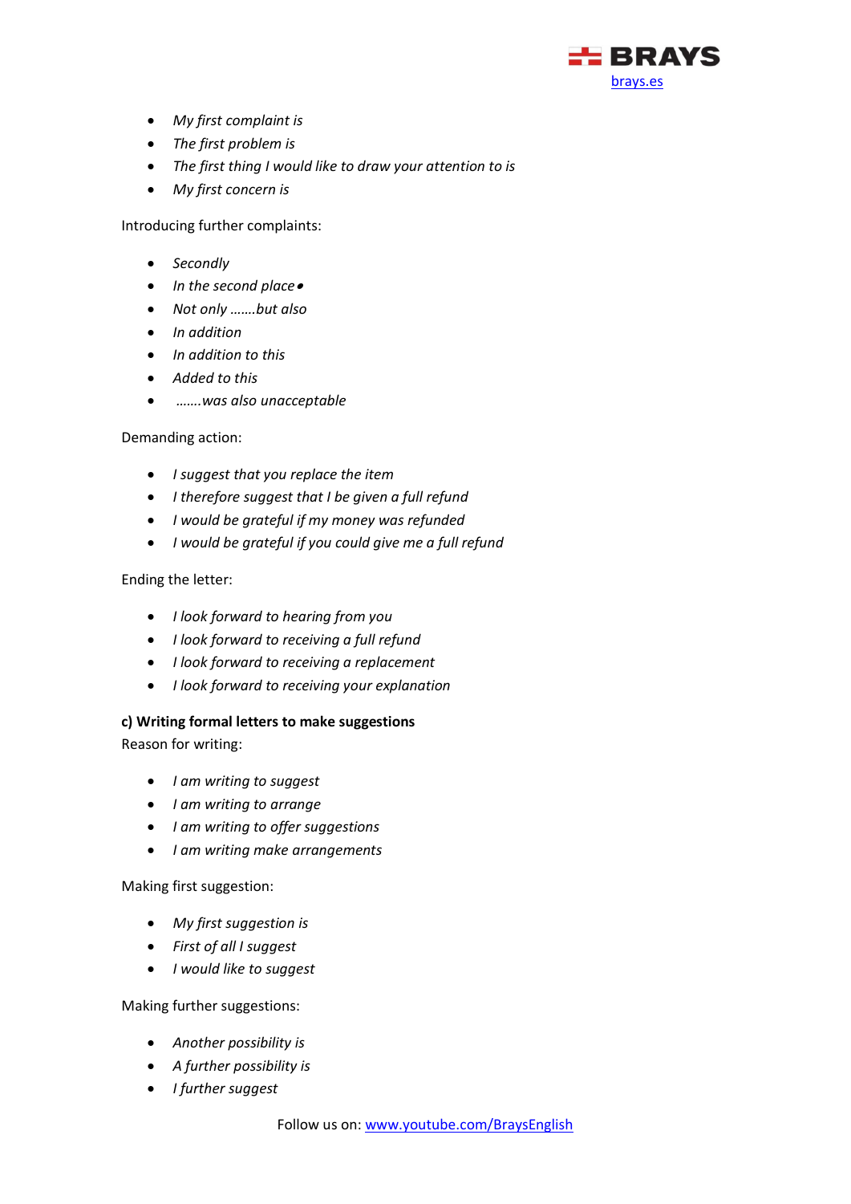- *My first complaint is*
- *The first problem is*
- *The first thing I would like to draw your attention to is*
- *My first concern is*

Introducing further complaints:

- *Secondly*
- *In the second place*•
- *Not only …….but also*
- *In addition*
- *In addition to this*
- *Added to this*
- *…….was also unacceptable*

Demanding action:

- *I suggest that you replace the item*
- *I therefore suggest that I be given a full refund*
- *I would be grateful if my money was refunded*
- *I would be grateful if you could give me a full refund*

Ending the letter:

- *I look forward to hearing from you*
- *I look forward to receiving a full refund*
- *I look forward to receiving a replacement*
- *I look forward to receiving your explanation*

**c) Writing formal letters to make suggestions**

Reason for writing:

- *I am writing to suggest*
- *I am writing to arrange*
- *I am writing to offer suggestions*
- *I am writing make arrangements*

Making first suggestion:

- *My first suggestion is*
- *First of all I suggest*
- *I would like to suggest*

Making further suggestions:

- *Another possibility is*
- *A further possibility is*
- *I further suggest*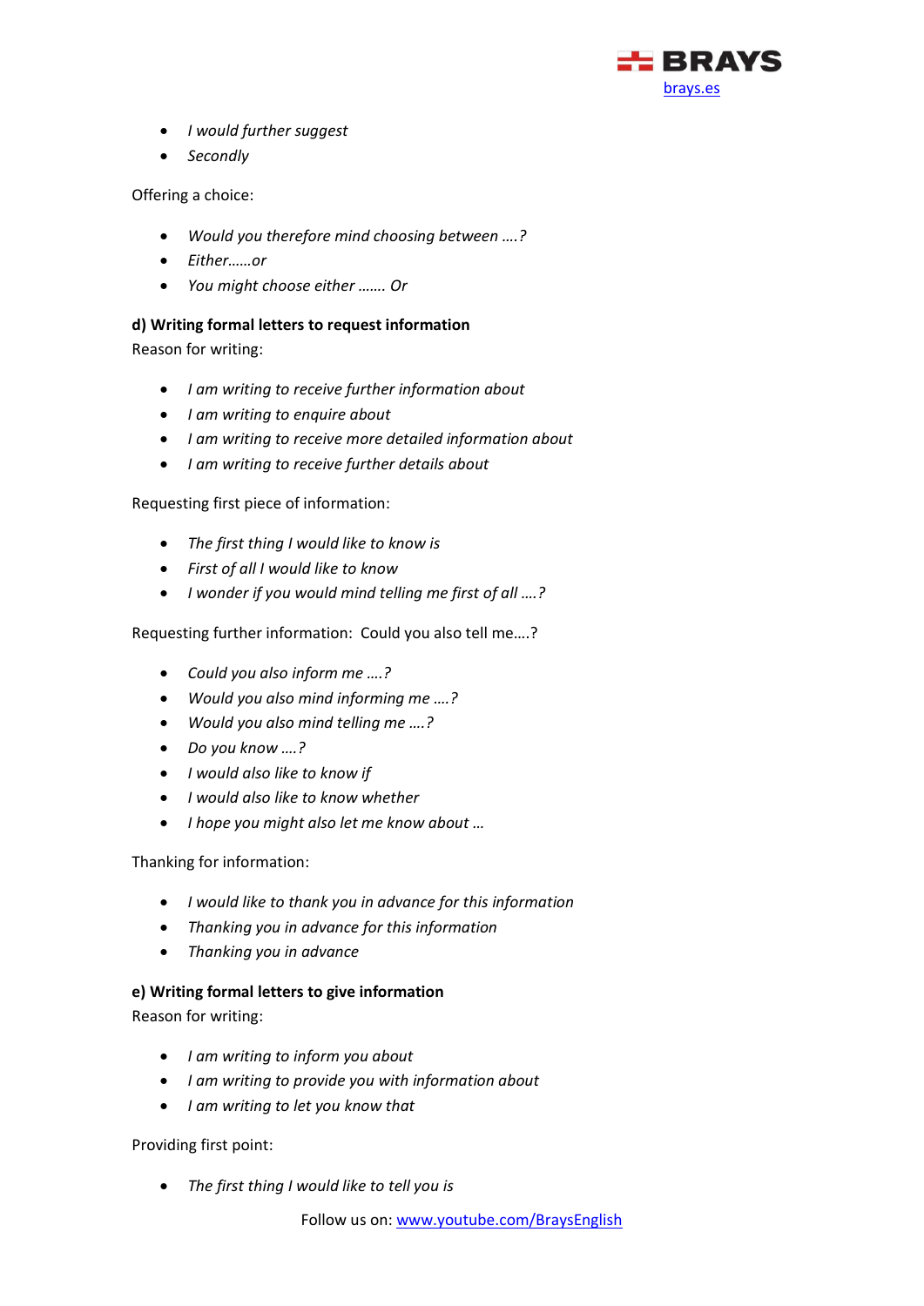- *I would further suggest*
- *Secondly*

Offering a choice:

- *Would you therefore mind choosing between ….?*
- *Either……or*
- *You might choose either ……. Or*

**d) Writing formal letters to request information**

Reason for writing:

- *I am writing to receive further information about*
- *I am writing to enquire about*
- *I am writing to receive more detailed information about*
- *I am writing to receive further details about*

Requesting first piece of information:

- *The first thing I would like to know is*
- *First of all I would like to know*
- *I wonder if you would mind telling me first of all ….?*

Requesting further information: Could you also tell me….?

- *Could you also inform me ….?*
- *Would you also mind informing me ….?*
- *Would you also mind telling me ….?*
- *Do you know ….?*
- *I would also like to know if*
- *I would also like to know whether*
- *I hope you might also let me know about …*

Thanking for information:

- *I would like to thank you in advance for this information*
- *Thanking you in advance for this information*
- *Thanking you in advance*

**e) Writing formal letters to give information**

Reason for writing:

- *I am writing to inform you about*
- *I am writing to provide you with information about*
- *I am writing to let you know that*

Providing first point:

- *The first thing I would like to tell you is*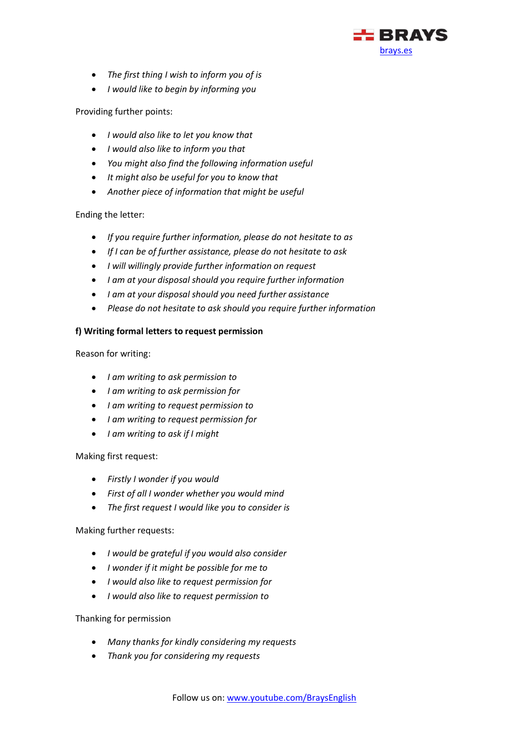- *The first thing I wish to inform you of is*
- *I would like to begin by informing you*

Providing further points:

- *I would also like to let you know that*
- *I would also like to inform you that*
- *You might also find the following information useful*
- *It might also be useful for you to know that*
- *Another piece of information that might be useful*

Ending the letter:

- *If you require further information, please do not hesitate to as*
- *If I can be of further assistance, please do not hesitate to ask*
- *I will willingly provide further information on request*
- *I am at your disposal should you require further information*
- *I am at your disposal should you need further assistance*
- *Please do not hesitate to ask should you require further information*

**f) Writing formal letters to request permission**

Reason for writing:

- *I am writing to ask permission to*
- *I am writing to ask permission for*
- *I am writing to request permission to*
- *I am writing to request permission for*
- *I am writing to ask if I might*

Making first request:

- *Firstly I wonder if you would*
- *First of all I wonder whether you would mind*
- *The first request I would like you to consider is*

Making further requests:

- *I would be grateful if you would also consider*
- *I wonder if it might be possible for me to*
- *I would also like to request permission for*
- *I would also like to request permission to*

Thanking for permission

- *Many thanks for kindly considering my requests*
- *Thank you for considering my requests*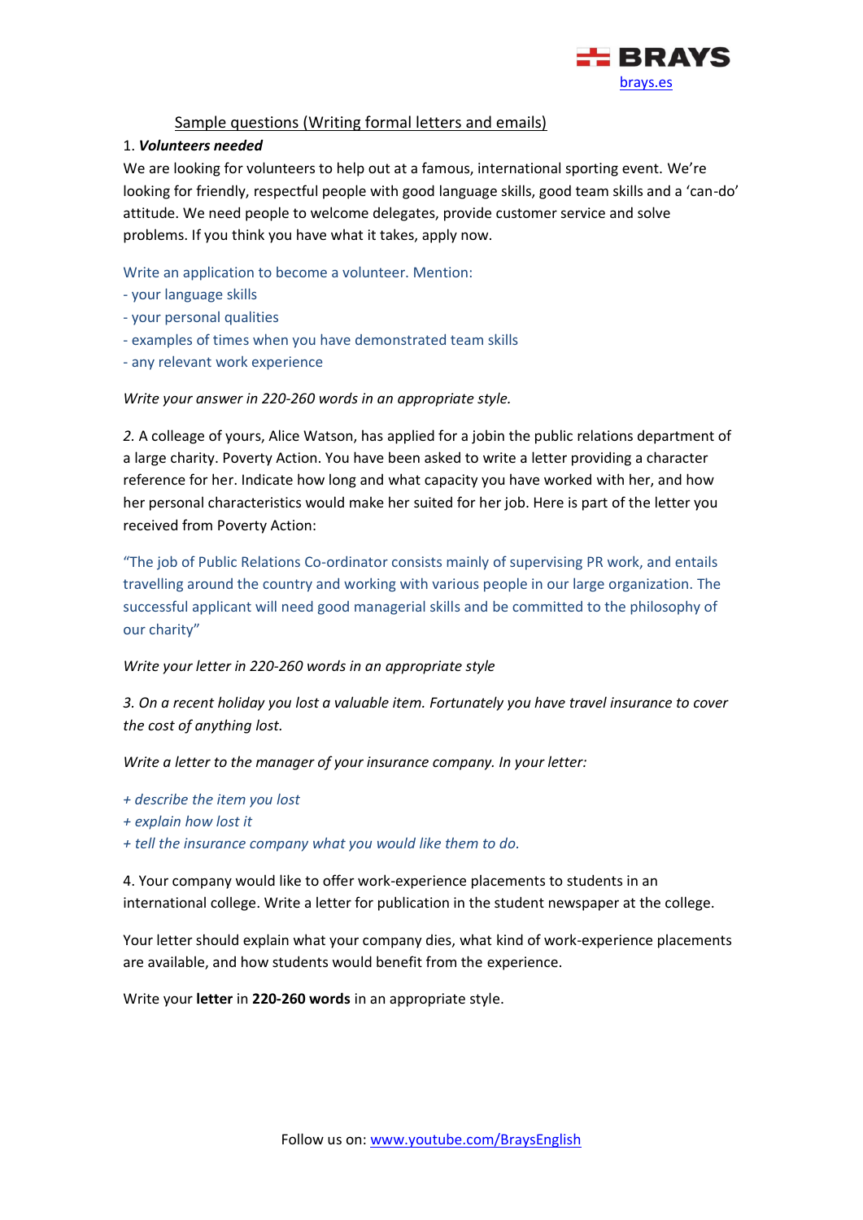## Sample questions (Writing formal letters and emails)

1. ***Volunteers needed***

We are looking for volunteers to help out at a famous, international sporting event. We're looking for friendly, respectful people with good language skills, good team skills and a 'can-do' attitude. We need people to welcome delegates, provide customer service and solve problems. If you think you have what it takes, apply now.

Write an application to become a volunteer. Mention:

- your language skills
- your personal qualities
- examples of times when you have demonstrated team skills
- any relevant work experience

*Write your answer in 220-260 words in an appropriate style.*

*2.* A colleage of yours, Alice Watson, has applied for a jobin the public relations department of a large charity. Poverty Action. You have been asked to write a letter providing a character reference for her. Indicate how long and what capacity you have worked with her, and how her personal characteristics would make her suited for her job. Here is part of the letter you received from Poverty Action:

"The job of Public Relations Co-ordinator consists mainly of supervising PR work, and entails travelling around the country and working with various people in our large organization. The successful applicant will need good managerial skills and be committed to the philosophy of our charity"

*Write your letter in 220-260 words in an appropriate style*

*3. On a recent holiday you lost a valuable item. Fortunately you have travel insurance to cover the cost of anything lost.*

*Write a letter to the manager of your insurance company. In your letter:*

*+ describe the item you lost*

*+ explain how lost it*

*+ tell the insurance company what you would like them to do.*

4. Your company would like to offer work-experience placements to students in an international college. Write a letter for publication in the student newspaper at the college.

Your letter should explain what your company dies, what kind of work-experience placements are available, and how students would benefit from the experience.

Write your **letter** in **220-260 words** in an appropriate style.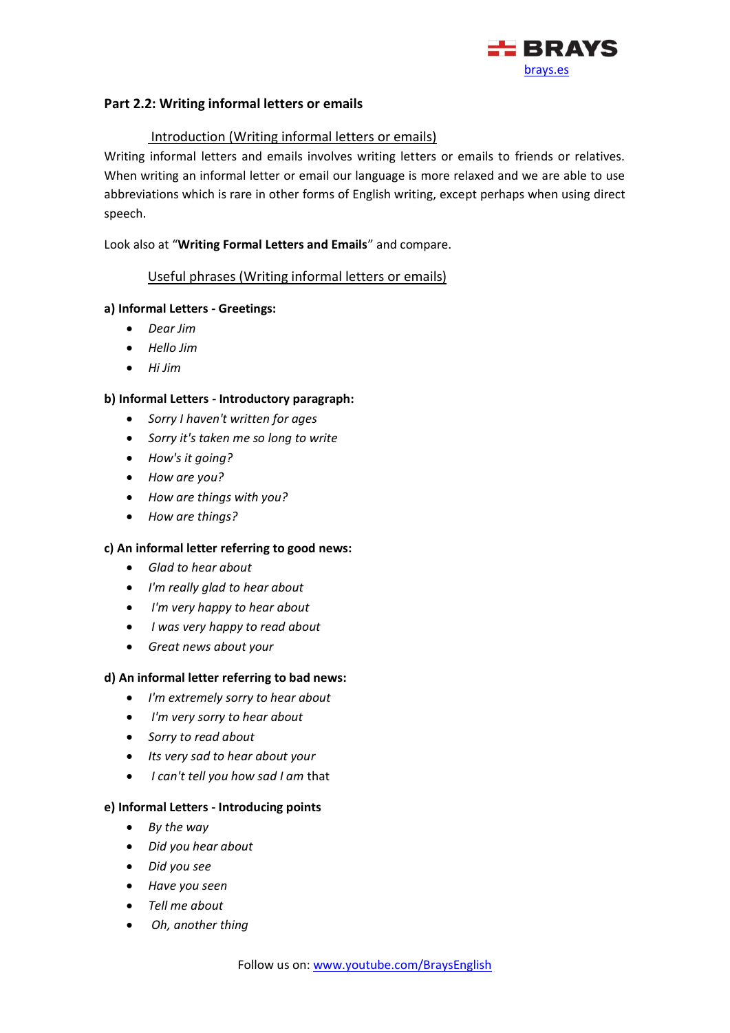## Part 2.2: Writing informal letters or emails

### Introduction (Writing informal letters or emails)

Writing informal letters and emails involves writing letters or emails to friends or relatives. When writing an informal letter or email our language is more relaxed and we are able to use abbreviations which is rare in other forms of English writing, except perhaps when using direct speech.

Look also at "**Writing Formal Letters and Emails**" and compare.

### Useful phrases (Writing informal letters or emails)

**a) Informal Letters - Greetings:**

- *Dear Jim*
- *Hello Jim*
- *Hi Jim*

**b) Informal Letters - Introductory paragraph:**

- *Sorry I haven't written for ages*
- *Sorry it's taken me so long to write*
- *How's it going?*
- *How are you?*
- *How are things with you?*
- *How are things?*

**c) An informal letter referring to good news:**

- *Glad to hear about*
- *I'm really glad to hear about*
- *I'm very happy to hear about*
- *I was very happy to read about*
- *Great news about your*

**d) An informal letter referring to bad news:**

- *I'm extremely sorry to hear about*
- *I'm very sorry to hear about*
- *Sorry to read about*
- *Its very sad to hear about your*
- *I can't tell you how sad I am* that

**e) Informal Letters - Introducing points**

- *By the way*
- *Did you hear about*
- *Did you see*
- *Have you seen*
- *Tell me about*
- *Oh, another thing*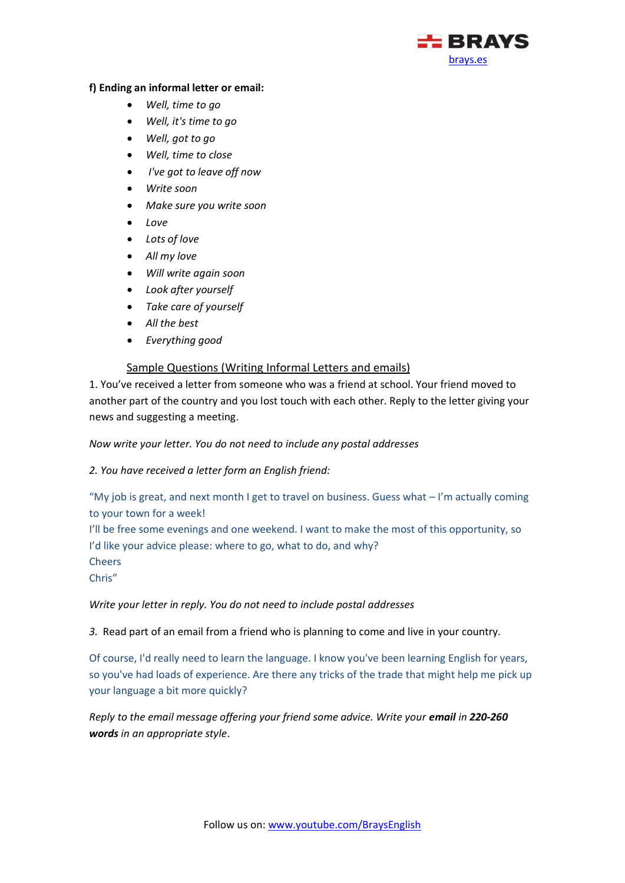**f) Ending an informal letter or email:**

- *Well, time to go*
- *Well, it's time to go*
- *Well, got to go*
- *Well, time to close*
- *I've got to leave off now*
- *Write soon*
- *Make sure you write soon*
- *Love*
- *Lots of love*
- *All my love*
- *Will write again soon*
- *Look after yourself*
- *Take care of yourself*
- *All the best*
- *Everything good*

## Sample Questions (Writing Informal Letters and emails)

1. You've received a letter from someone who was a friend at school. Your friend moved to another part of the country and you lost touch with each other. Reply to the letter giving your news and suggesting a meeting.

*Now write your letter. You do not need to include any postal addresses*

*2. You have received a letter form an English friend:*

"My job is great, and next month I get to travel on business. Guess what – I'm actually coming to your town for a week!
I'll be free some evenings and one weekend. I want to make the most of this opportunity, so I'd like your advice please: where to go, what to do, and why?
Cheers
Chris"

*Write your letter in reply. You do not need to include postal addresses*

*3.* Read part of an email from a friend who is planning to come and live in your country.

Of course, I'd really need to learn the language. I know you've been learning English for years, so you've had loads of experience. Are there any tricks of the trade that might help me pick up your language a bit more quickly?

*Reply to the email message offering your friend some advice. Write your* ***email*** *in* ***220-260 words*** *in an appropriate style.*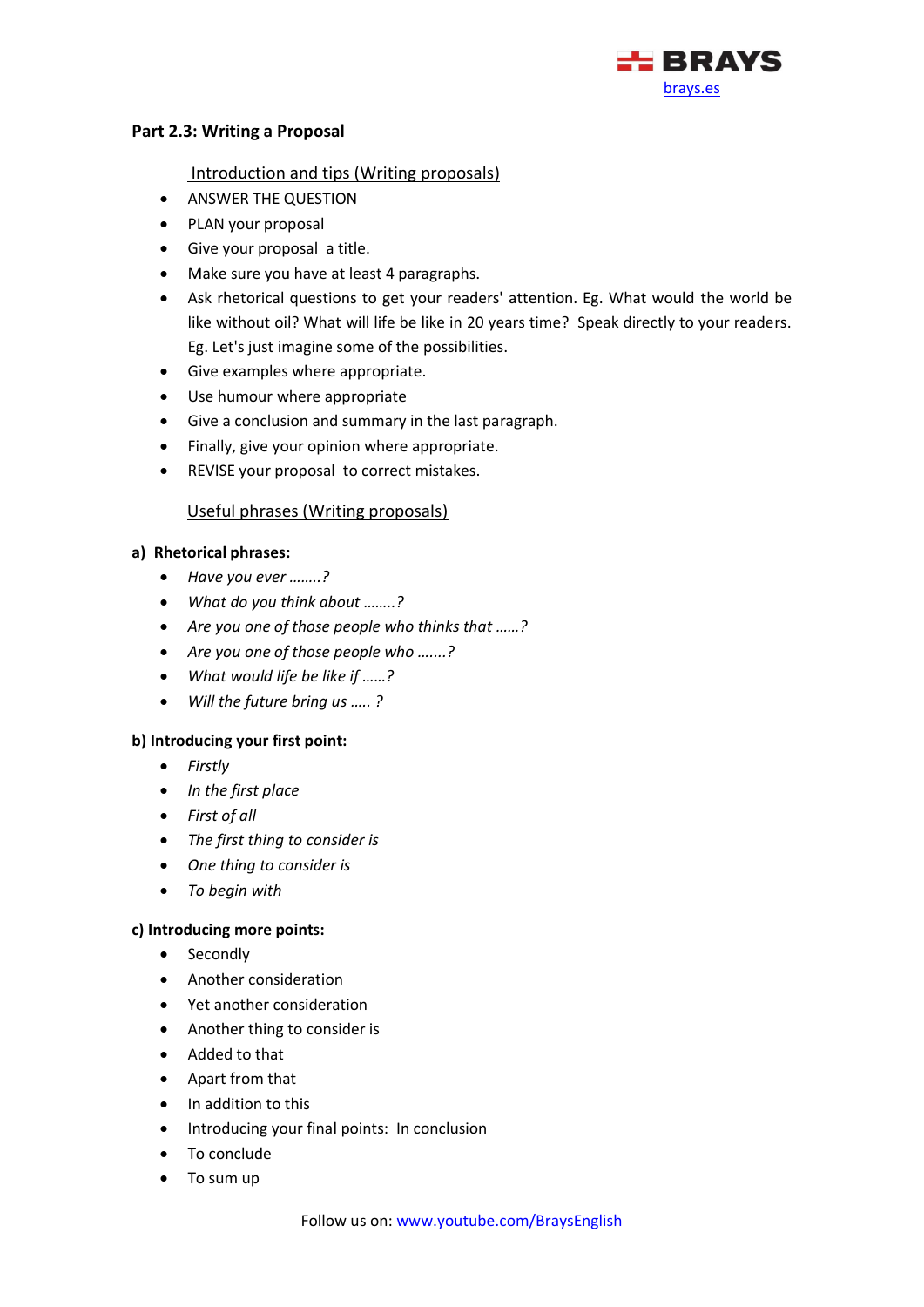**Part 2.3: Writing a Proposal**

Introduction and tips (Writing proposals)

- ANSWER THE QUESTION
- PLAN your proposal
- Give your proposal a title.
- Make sure you have at least 4 paragraphs.
- Ask rhetorical questions to get your readers' attention. Eg. What would the world be like without oil? What will life be like in 20 years time? Speak directly to your readers. Eg. Let's just imagine some of the possibilities.
- Give examples where appropriate.
- Use humour where appropriate
- Give a conclusion and summary in the last paragraph.
- Finally, give your opinion where appropriate.
- REVISE your proposal to correct mistakes.

Useful phrases (Writing proposals)

**a) Rhetorical phrases:**

- *Have you ever ……..?*
- *What do you think about ……..?*
- *Are you one of those people who thinks that ……?*
- *Are you one of those people who …….?*
- *What would life be like if ……?*
- *Will the future bring us ….. ?*

**b) Introducing your first point:**

- *Firstly*
- *In the first place*
- *First of all*
- *The first thing to consider is*
- *One thing to consider is*
- *To begin with*

**c) Introducing more points:**

- Secondly
- Another consideration
- Yet another consideration
- Another thing to consider is
- Added to that
- Apart from that
- In addition to this
- Introducing your final points: In conclusion
- To conclude
- To sum up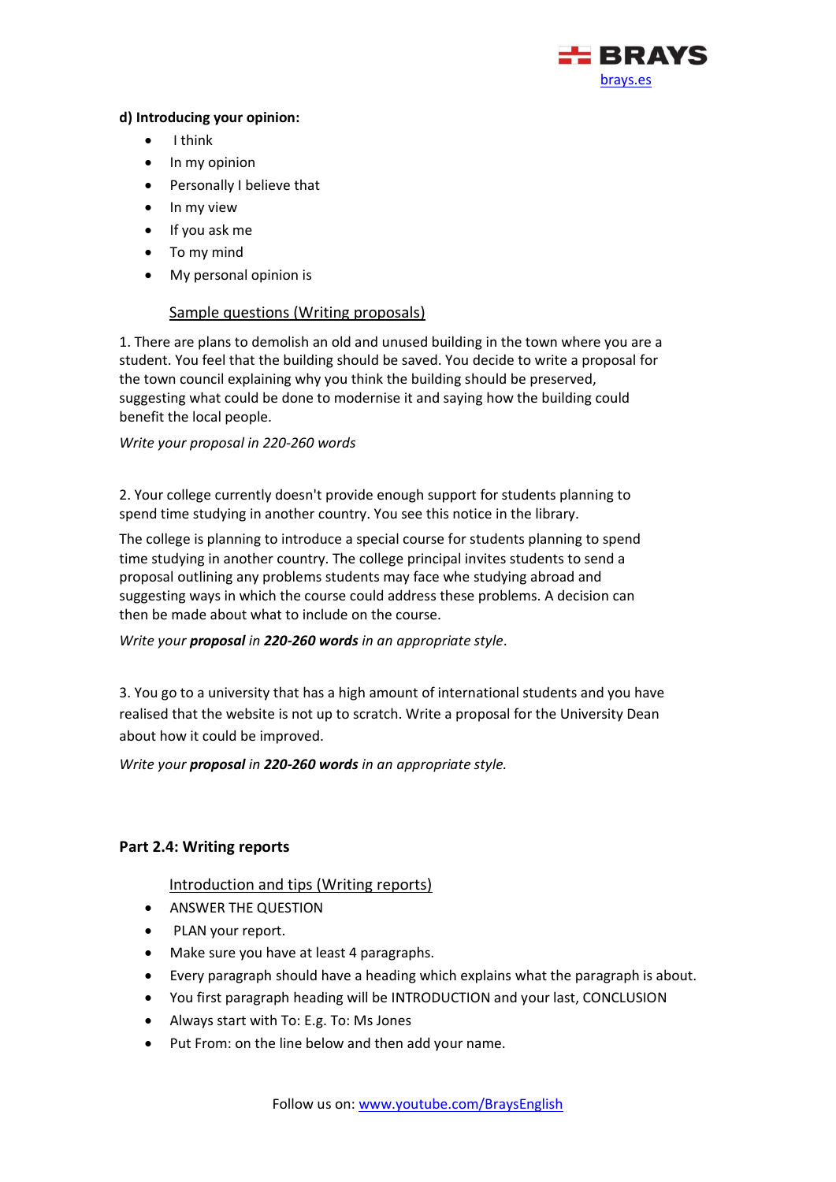**d) Introducing your opinion:**

- I think
- In my opinion
- Personally I believe that
- In my view
- If you ask me
- To my mind
- My personal opinion is

### Sample questions (Writing proposals)

1. There are plans to demolish an old and unused building in the town where you are a student. You feel that the building should be saved. You decide to write a proposal for the town council explaining why you think the building should be preserved, suggesting what could be done to modernise it and saying how the building could benefit the local people.

*Write your proposal in 220-260 words*

2. Your college currently doesn't provide enough support for students planning to spend time studying in another country. You see this notice in the library.

The college is planning to introduce a special course for students planning to spend time studying in another country. The college principal invites students to send a proposal outlining any problems students may face whe studying abroad and suggesting ways in which the course could address these problems. A decision can then be made about what to include on the course.

*Write your **proposal** in **220-260 words** in an appropriate style*.

3. You go to a university that has a high amount of international students and you have realised that the website is not up to scratch. Write a proposal for the University Dean about how it could be improved.

*Write your **proposal** in **220-260 words** in an appropriate style.*

## Part 2.4: Writing reports

### Introduction and tips (Writing reports)

- ANSWER THE QUESTION
- PLAN your report.
- Make sure you have at least 4 paragraphs.
- Every paragraph should have a heading which explains what the paragraph is about.
- You first paragraph heading will be INTRODUCTION and your last, CONCLUSION
- Always start with To: E.g. To: Ms Jones
- Put From: on the line below and then add your name.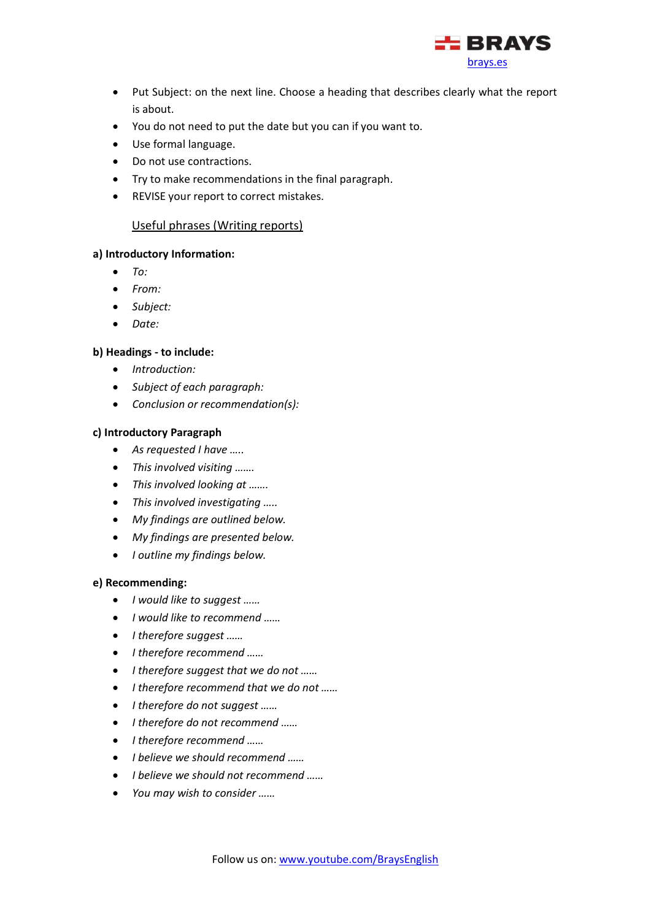- Put Subject: on the next line. Choose a heading that describes clearly what the report is about.
- You do not need to put the date but you can if you want to.
- Use formal language.
- Do not use contractions.
- Try to make recommendations in the final paragraph.
- REVISE your report to correct mistakes.

<u>Useful phrases (Writing reports)</u>

**a) Introductory Information:**

- *To:*
- *From:*
- *Subject:*
- *Date:*

**b) Headings - to include:**

- *Introduction:*
- *Subject of each paragraph:*
- *Conclusion or recommendation(s):*

**c) Introductory Paragraph**

- *As requested I have …..*
- *This involved visiting …….*
- *This involved looking at …….*
- *This involved investigating …..*
- *My findings are outlined below.*
- *My findings are presented below.*
- *I outline my findings below.*

**e) Recommending:**

- *I would like to suggest ……*
- *I would like to recommend ……*
- *I therefore suggest ……*
- *I therefore recommend ……*
- *I therefore suggest that we do not ……*
- *I therefore recommend that we do not ……*
- *I therefore do not suggest ……*
- *I therefore do not recommend ……*
- *I therefore recommend ……*
- *I believe we should recommend ……*
- *I believe we should not recommend ……*
- *You may wish to consider ……*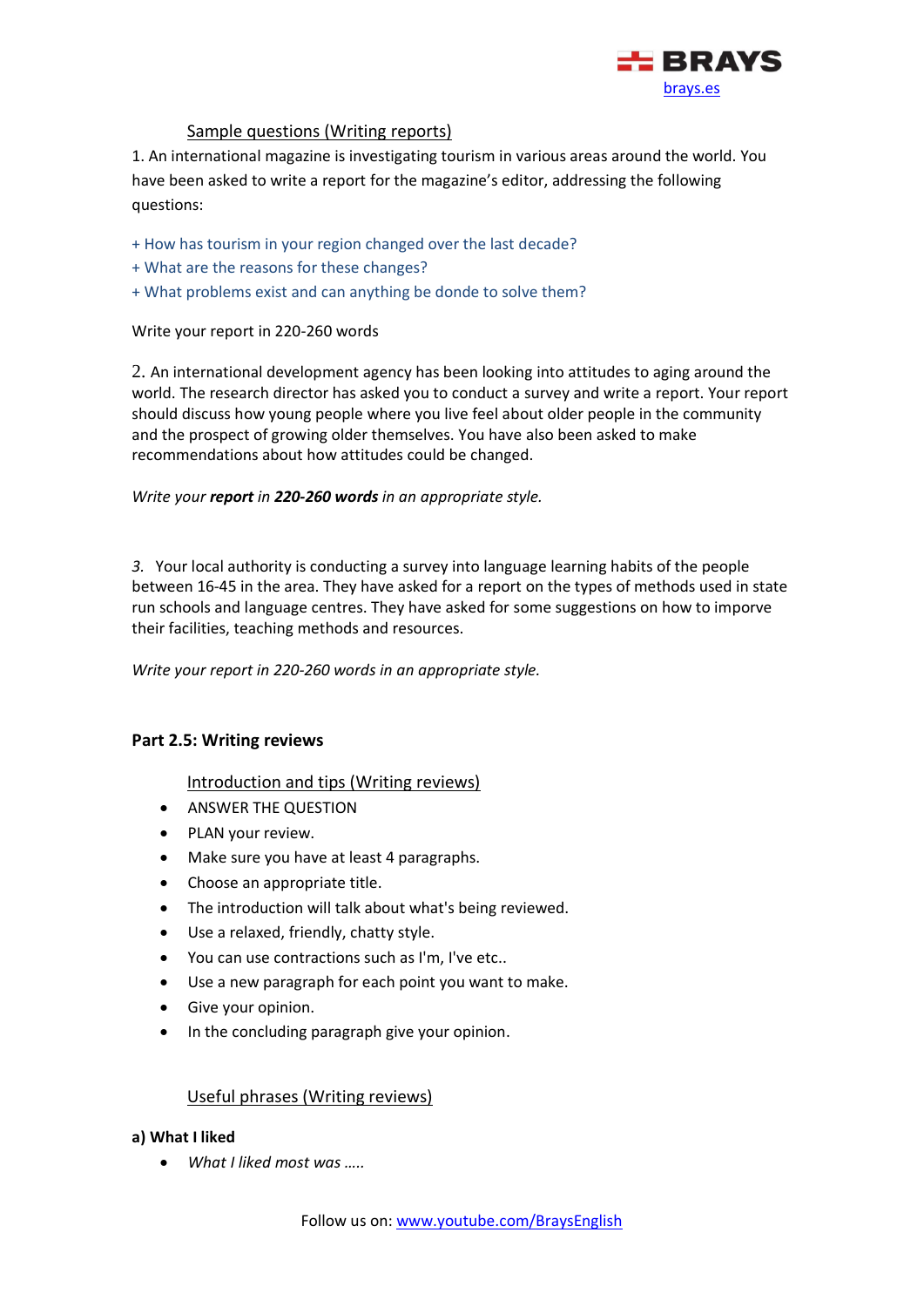## Sample questions (Writing reports)

1. An international magazine is investigating tourism in various areas around the world. You have been asked to write a report for the magazine's editor, addressing the following questions:

+ How has tourism in your region changed over the last decade?
+ What are the reasons for these changes?
+ What problems exist and can anything be donde to solve them?

Write your report in 220-260 words

2. An international development agency has been looking into attitudes to aging around the world. The research director has asked you to conduct a survey and write a report. Your report should discuss how young people where you live feel about older people in the community and the prospect of growing older themselves. You have also been asked to make recommendations about how attitudes could be changed.

*Write your* ***report*** *in* ***220-260 words*** *in an appropriate style.*

3. Your local authority is conducting a survey into language learning habits of the people between 16-45 in the area. They have asked for a report on the types of methods used in state run schools and language centres. They have asked for some suggestions on how to imporve their facilities, teaching methods and resources.

*Write your report in 220-260 words in an appropriate style.*

### Part 2.5: Writing reviews

## Introduction and tips (Writing reviews)

- ANSWER THE QUESTION
- PLAN your review.
- Make sure you have at least 4 paragraphs.
- Choose an appropriate title.
- The introduction will talk about what's being reviewed.
- Use a relaxed, friendly, chatty style.
- You can use contractions such as I'm, I've etc..
- Use a new paragraph for each point you want to make.
- Give your opinion.
- In the concluding paragraph give your opinion.

## Useful phrases (Writing reviews)

**a) What I liked**

- *What I liked most was …..*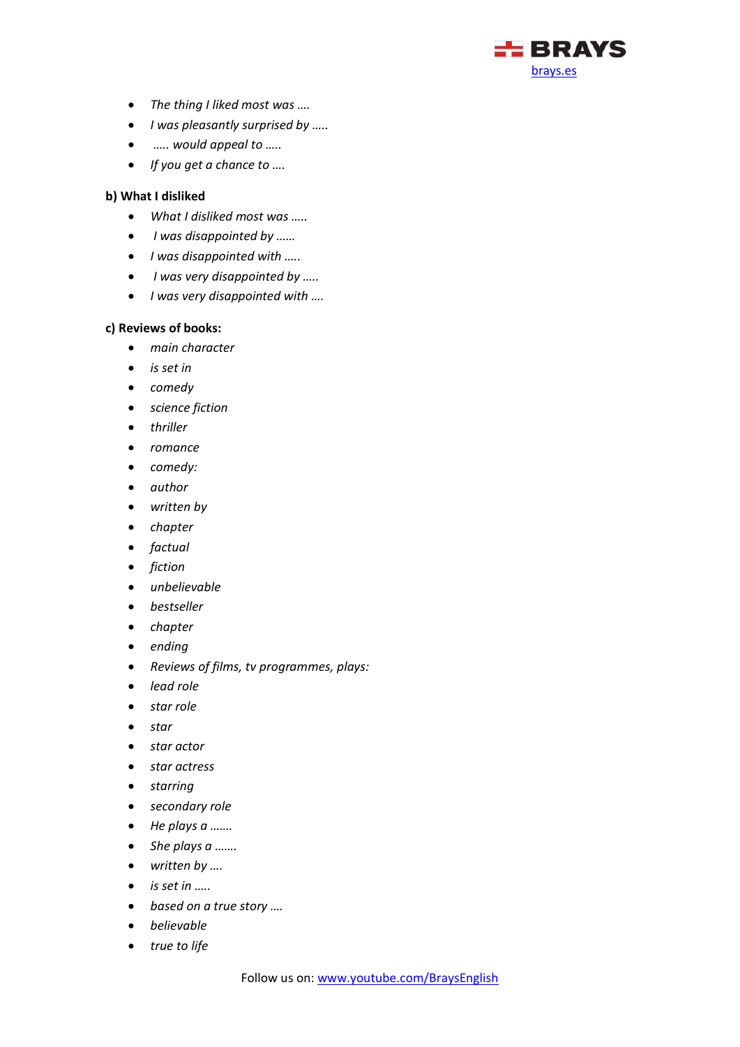- *The thing I liked most was ….*
- *I was pleasantly surprised by …..*
- *….. would appeal to …..*
- *If you get a chance to ….*

**b) What I disliked**

- *What I disliked most was …..*
- *I was disappointed by ……*
- *I was disappointed with …..*
- *I was very disappointed by …..*
- *I was very disappointed with ….*

**c) Reviews of books:**

- *main character*
- *is set in*
- *comedy*
- *science fiction*
- *thriller*
- *romance*
- *comedy:*
- *author*
- *written by*
- *chapter*
- *factual*
- *fiction*
- *unbelievable*
- *bestseller*
- *chapter*
- *ending*
- *Reviews of films, tv programmes, plays:*
- *lead role*
- *star role*
- *star*
- *star actor*
- *star actress*
- *starring*
- *secondary role*
- *He plays a …….*
- *She plays a …….*
- *written by ….*
- *is set in …..*
- *based on a true story ….*
- *believable*
- *true to life*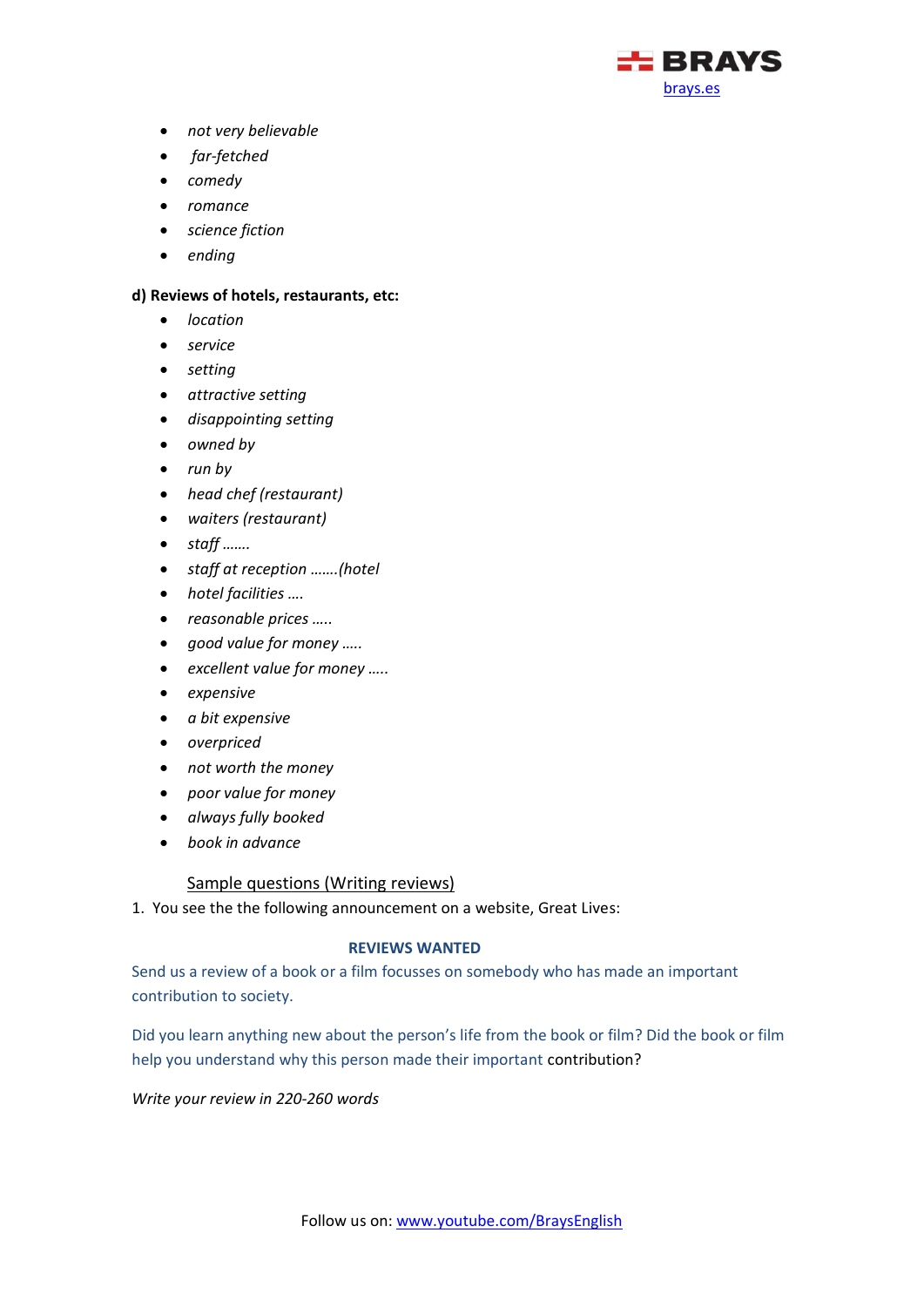- *not very believable*
- *far-fetched*
- *comedy*
- *romance*
- *science fiction*
- *ending*

**d) Reviews of hotels, restaurants, etc:**

- *location*
- *service*
- *setting*
- *attractive setting*
- *disappointing setting*
- *owned by*
- *run by*
- *head chef (restaurant)*
- *waiters (restaurant)*
- *staff …….*
- *staff at reception …….(hotel*
- *hotel facilities ….*
- *reasonable prices …..*
- *good value for money …..*
- *excellent value for money …..*
- *expensive*
- *a bit expensive*
- *overpriced*
- *not worth the money*
- *poor value for money*
- *always fully booked*
- *book in advance*

Sample questions (Writing reviews)

1. You see the the following announcement on a website, Great Lives:

**REVIEWS WANTED**

Send us a review of a book or a film focusses on somebody who has made an important contribution to society.

Did you learn anything new about the person's life from the book or film? Did the book or film help you understand why this person made their important contribution?

*Write your review in 220-260 words*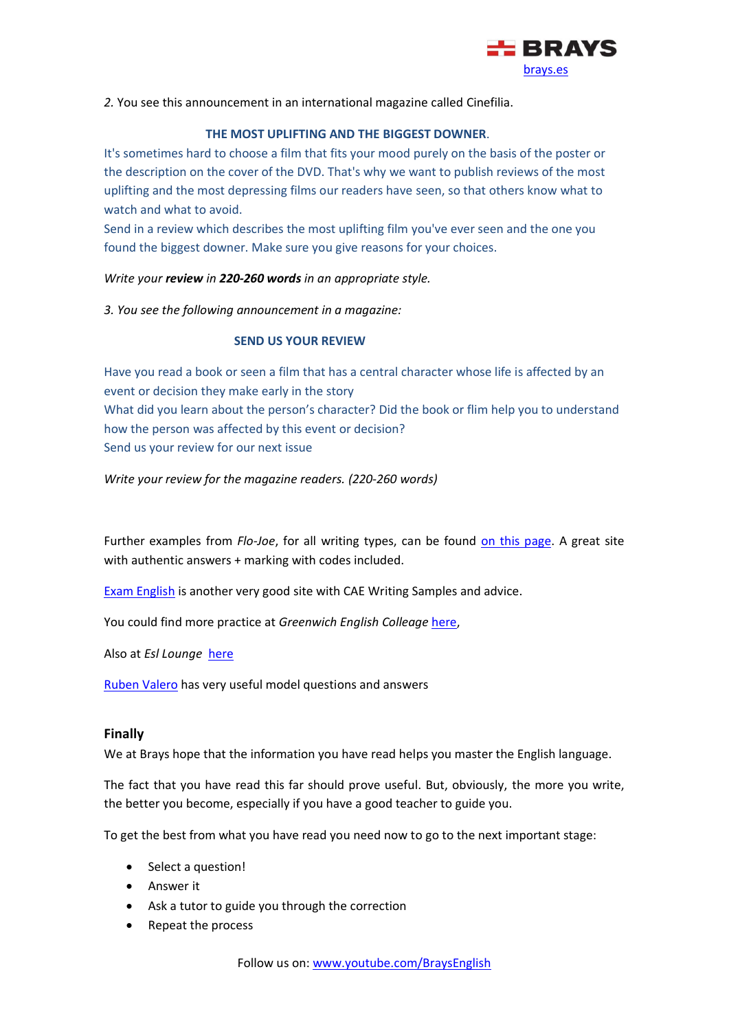*2.* You see this announcement in an international magazine called Cinefilia.

**THE MOST UPLIFTING AND THE BIGGEST DOWNER**.

It's sometimes hard to choose a film that fits your mood purely on the basis of the poster or the description on the cover of the DVD. That's why we want to publish reviews of the most uplifting and the most depressing films our readers have seen, so that others know what to watch and what to avoid.

Send in a review which describes the most uplifting film you've ever seen and the one you found the biggest downer. Make sure you give reasons for your choices.

*Write your **review** in **220-260 words** in an appropriate style.*

*3. You see the following announcement in a magazine:*

**SEND US YOUR REVIEW**

Have you read a book or seen a film that has a central character whose life is affected by an event or decision they make early in the story

What did you learn about the person's character? Did the book or flim help you to understand how the person was affected by this event or decision?

Send us your review for our next issue

*Write your review for the magazine readers. (220-260 words)*

Further examples from *Flo-Joe*, for all writing types, can be found on this page. A great site with authentic answers + marking with codes included.

Exam English is another very good site with CAE Writing Samples and advice.

You could find more practice at *Greenwich English Colleage* here,

Also at *Esl Lounge* here

Ruben Valero has very useful model questions and answers

## Finally

We at Brays hope that the information you have read helps you master the English language.

The fact that you have read this far should prove useful. But, obviously, the more you write, the better you become, especially if you have a good teacher to guide you.

To get the best from what you have read you need now to go to the next important stage:

- Select a question!
- Answer it
- Ask a tutor to guide you through the correction
- Repeat the process

Follow us on: www.youtube.com/BraysEnglish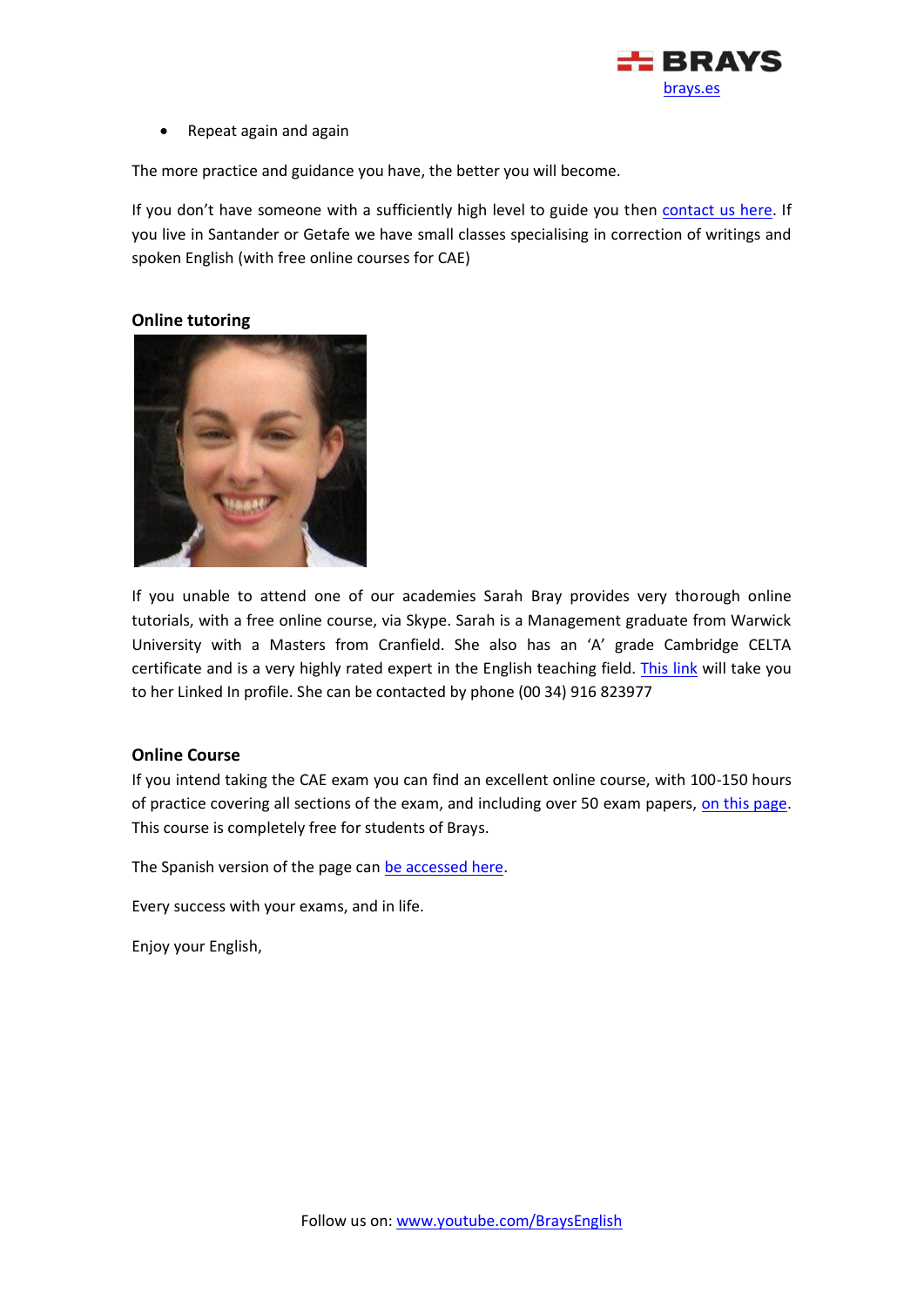- Repeat again and again

The more practice and guidance you have, the better you will become.

If you don't have someone with a sufficiently high level to guide you then contact us here. If you live in Santander or Getafe we have small classes specialising in correction of writings and spoken English (with free online courses for CAE)

**Online tutoring**

If you unable to attend one of our academies Sarah Bray provides very thorough online tutorials, with a free online course, via Skype. Sarah is a Management graduate from Warwick University with a Masters from Cranfield. She also has an 'A' grade Cambridge CELTA certificate and is a very highly rated expert in the English teaching field. This link will take you to her Linked In profile. She can be contacted by phone (00 34) 916 823977

**Online Course**

If you intend taking the CAE exam you can find an excellent online course, with 100-150 hours of practice covering all sections of the exam, and including over 50 exam papers, on this page. This course is completely free for students of Brays.

The Spanish version of the page can be accessed here.

Every success with your exams, and in life.

Enjoy your English,